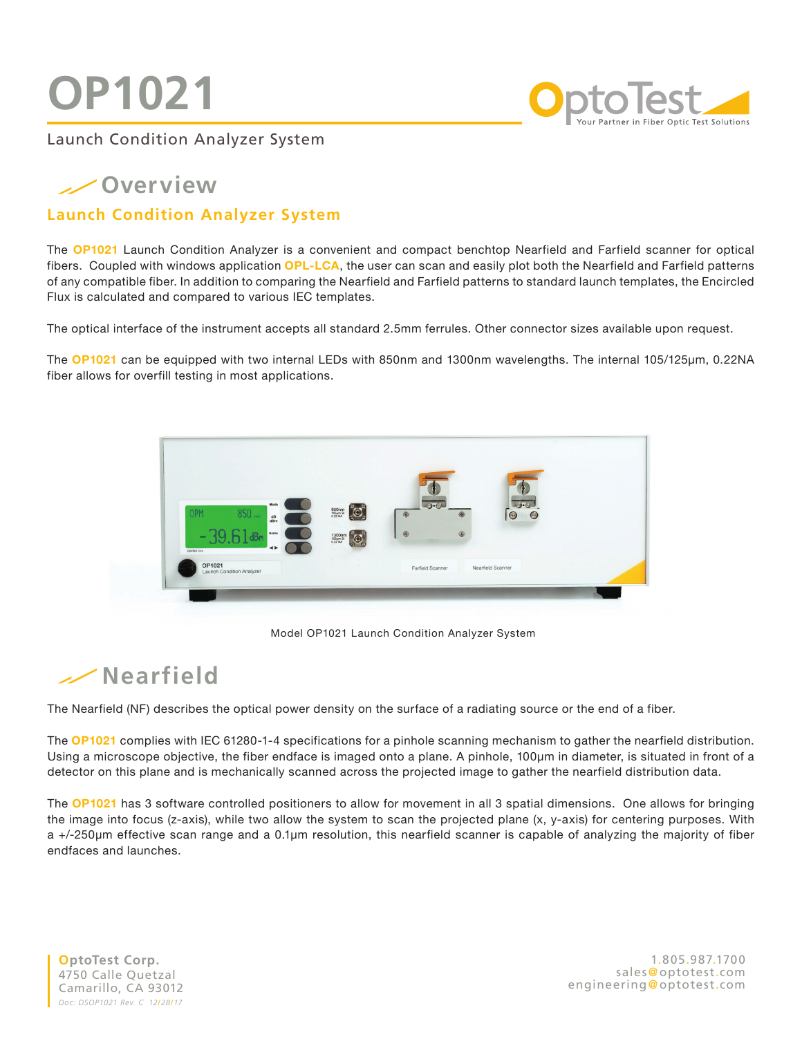# OP1021

Launch Condition Analyzer System

## Overview

### Launch Condition Analyzer System

The **OP1021** Launch Condition Analyzer is a convenient and compact benchtop Nearfield and Farfield scanner for optical fibers. Coupled with windows application **OPL-LCA**, the user can scan and easily plot both the Nearfield and Farfield patterns of any compatible fiber. In addition to comparing the Nearfield and Farfield patterns to standard launch templates, the Encircled Flux is calculated and compared to various IEC templates.

The optical interface of the instrument accepts all standard 2.5mm ferrules. Other connector sizes available upon request.

The **OP1021** can be equipped with two internal LEDs with 850nm and 1300nm wavelengths. The internal 105/125µm, 0.22NA fiber allows for overfill testing in most applications.

Model OP1021 Launch Condition Analyzer System

## Nearfield

The Nearfield (NF) describes the optical power density on the surface of a radiating source or the end of a fiber.

The **OP1021** complies with IEC 61280-1-4 specifications for a pinhole scanning mechanism to gather the nearfield distribution. Using a microscope objective, the fiber endface is imaged onto a plane. A pinhole, 100µm in diameter, is situated in front of a detector on this plane and is mechanically scanned across the projected image to gather the nearfield distribution data.

The **OP1021** has 3 software controlled positioners to allow for movement in all 3 spatial dimensions. One allows for bringing the image into focus (z-axis), while two allow the system to scan the projected plane (x, y-axis) for centering purposes. With a +/-250µm effective scan range and a 0.1µm resolution, this nearfield scanner is capable of analyzing the majority of fiber endfaces and launches.

**OptoTest Corp.**
4750 Calle Quetzal
Camarillo, CA 93012
*Doc: DSOP1021 Rev. C 12/28/17*

1.805.987.1700
sales@optotest.com
engineering@optotest.com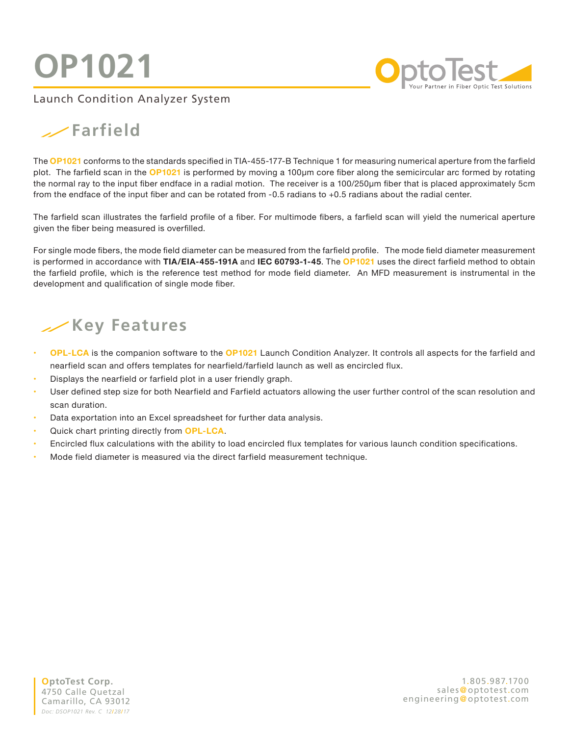# OP1021

Launch Condition Analyzer System

## Farfield

The **OP1021** conforms to the standards specified in TIA-455-177-B Technique 1 for measuring numerical aperture from the farfield plot. The farfield scan in the **OP1021** is performed by moving a 100µm core fiber along the semicircular arc formed by rotating the normal ray to the input fiber endface in a radial motion. The receiver is a 100/250µm fiber that is placed approximately 5cm from the endface of the input fiber and can be rotated from -0.5 radians to +0.5 radians about the radial center.

The farfield scan illustrates the farfield profile of a fiber. For multimode fibers, a farfield scan will yield the numerical aperture given the fiber being measured is overfilled.

For single mode fibers, the mode field diameter can be measured from the farfield profile. The mode field diameter measurement is performed in accordance with **TIA/EIA-455-191A** and **IEC 60793-1-45**. The **OP1021** uses the direct farfield method to obtain the farfield profile, which is the reference test method for mode field diameter. An MFD measurement is instrumental in the development and qualification of single mode fiber.

## Key Features

- **OPL-LCA** is the companion software to the **OP1021** Launch Condition Analyzer. It controls all aspects for the farfield and nearfield scan and offers templates for nearfield/farfield launch as well as encircled flux.
- Displays the nearfield or farfield plot in a user friendly graph.
- User defined step size for both Nearfield and Farfield actuators allowing the user further control of the scan resolution and scan duration.
- Data exportation into an Excel spreadsheet for further data analysis.
- Quick chart printing directly from **OPL-LCA**.
- Encircled flux calculations with the ability to load encircled flux templates for various launch condition specifications.
- Mode field diameter is measured via the direct farfield measurement technique.

OptoTest Corp.
4750 Calle Quetzal
Camarillo, CA 93012
*Doc: DSOP1021 Rev. C 12/28/17*

1.805.987.1700
sales@optotest.com
engineering@optotest.com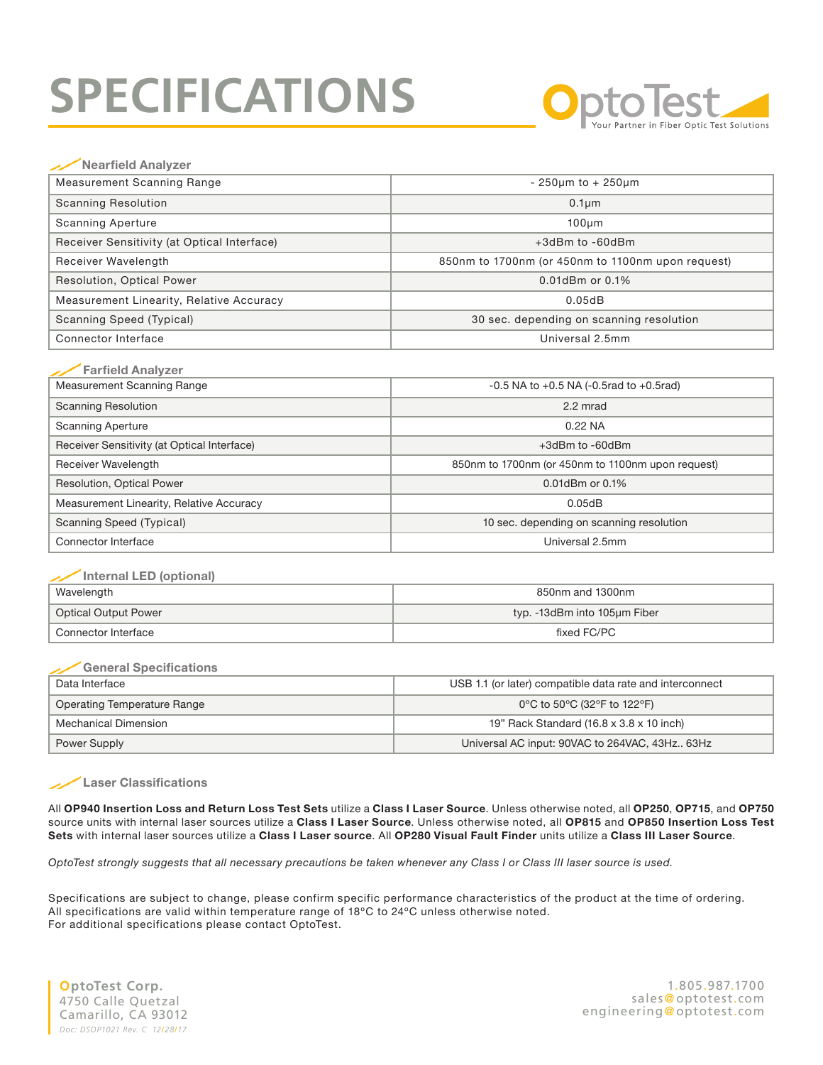# SPECIFICATIONS

OptoTest
Your Partner in Fiber Optic Test Solutions

### Nearfield Analyzer

| | |
|---|---|
| Measurement Scanning Range | - 250µm to + 250µm |
| Scanning Resolution | 0.1µm |
| Scanning Aperture | 100µm |
| Receiver Sensitivity (at Optical Interface) | +3dBm to -60dBm |
| Receiver Wavelength | 850nm to 1700nm (or 450nm to 1100nm upon request) |
| Resolution, Optical Power | 0.01dBm or 0.1% |
| Measurement Linearity, Relative Accuracy | 0.05dB |
| Scanning Speed (Typical) | 30 sec. depending on scanning resolution |
| Connector Interface | Universal 2.5mm |

### Farfield Analyzer

| | |
|---|---|
| Measurement Scanning Range | -0.5 NA to +0.5 NA (-0.5rad to +0.5rad) |
| Scanning Resolution | 2.2 mrad |
| Scanning Aperture | 0.22 NA |
| Receiver Sensitivity (at Optical Interface) | +3dBm to -60dBm |
| Receiver Wavelength | 850nm to 1700nm (or 450nm to 1100nm upon request) |
| Resolution, Optical Power | 0.01dBm or 0.1% |
| Measurement Linearity, Relative Accuracy | 0.05dB |
| Scanning Speed (Typical) | 10 sec. depending on scanning resolution |
| Connector Interface | Universal 2.5mm |

### Internal LED (optional)

| | |
|---|---|
| Wavelength | 850nm and 1300nm |
| Optical Output Power | typ. -13dBm into 105µm Fiber |
| Connector Interface | fixed FC/PC |

### General Specifications

| | |
|---|---|
| Data Interface | USB 1.1 (or later) compatible data rate and interconnect |
| Operating Temperature Range | 0°C to 50°C (32°F to 122°F) |
| Mechanical Dimension | 19" Rack Standard (16.8 x 3.8 x 10 inch) |
| Power Supply | Universal AC input: 90VAC to 264VAC, 43Hz.. 63Hz |

### Laser Classifications

All **OP940 Insertion Loss and Return Loss Test Sets** utilize a **Class I Laser Source**. Unless otherwise noted, all **OP250**, **OP715**, and **OP750** source units with internal laser sources utilize a **Class I Laser Source**. Unless otherwise noted, all **OP815** and **OP850 Insertion Loss Test Sets** with internal laser sources utilize a **Class I Laser source**. All **OP280 Visual Fault Finder** units utilize a **Class III Laser Source**.

*OptoTest strongly suggests that all necessary precautions be taken whenever any Class I or Class III laser source is used.*

Specifications are subject to change, please confirm specific performance characteristics of the product at the time of ordering.
All specifications are valid within temperature range of 18°C to 24°C unless otherwise noted.
For additional specifications please contact OptoTest.

**OptoTest Corp.**
4750 Calle Quetzal
Camarillo, CA 93012
*Doc: DSOP1021 Rev. C 12/28/17*

1.805.987.1700
sales@optotest.com
engineering@optotest.com